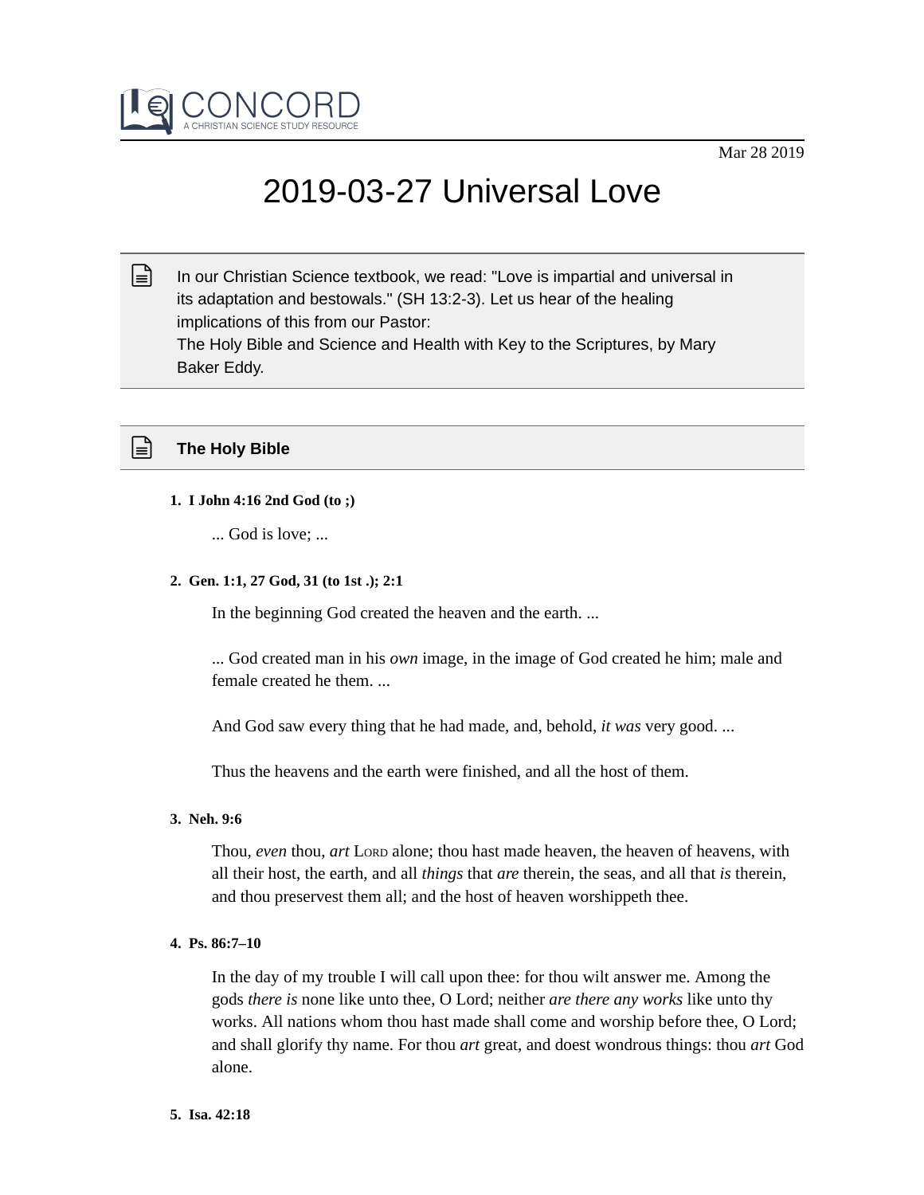CONCORD

A CHRISTIAN SCIENCE STUDY RESOURCE

Mar 28 2019

# 2019-03-27 Universal Love

In our Christian Science textbook, we read: "Love is impartial and universal in its adaptation and bestowals." (SH 13:2-3). Let us hear of the healing implications of this from our Pastor:
The Holy Bible and Science and Health with Key to the Scriptures, by Mary Baker Eddy.

## The Holy Bible

1. **I John 4:16 2nd God (to ;)**

   ... God is love; ...

2. **Gen. 1:1, 27 God, 31 (to 1st .); 2:1**

   In the beginning God created the heaven and the earth. ...

   ... God created man in his *own* image, in the image of God created he him; male and female created he them. ...

   And God saw every thing that he had made, and, behold, *it was* very good. ...

   Thus the heavens and the earth were finished, and all the host of them.

3. **Neh. 9:6**

   Thou, *even* thou, *art* LORD alone; thou hast made heaven, the heaven of heavens, with all their host, the earth, and all *things* that *are* therein, the seas, and all that *is* therein, and thou preservest them all; and the host of heaven worshippeth thee.

4. **Ps. 86:7–10**

   In the day of my trouble I will call upon thee: for thou wilt answer me. Among the gods *there is* none like unto thee, O Lord; neither *are there any works* like unto thy works. All nations whom thou hast made shall come and worship before thee, O Lord; and shall glorify thy name. For thou *art* great, and doest wondrous things: thou *art* God alone.

5. **Isa. 42:18**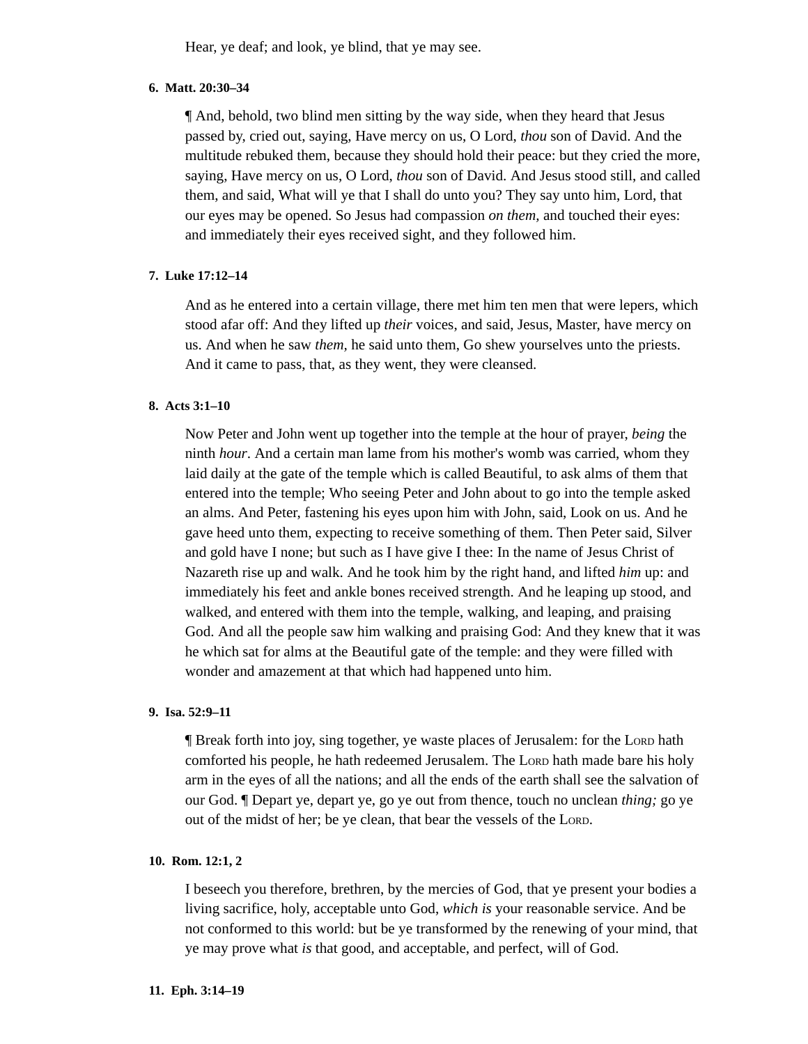Hear, ye deaf; and look, ye blind, that ye may see.

**6. Matt. 20:30–34**

¶ And, behold, two blind men sitting by the way side, when they heard that Jesus passed by, cried out, saying, Have mercy on us, O Lord, *thou* son of David. And the multitude rebuked them, because they should hold their peace: but they cried the more, saying, Have mercy on us, O Lord, *thou* son of David. And Jesus stood still, and called them, and said, What will ye that I shall do unto you? They say unto him, Lord, that our eyes may be opened. So Jesus had compassion *on them,* and touched their eyes: and immediately their eyes received sight, and they followed him.

**7. Luke 17:12–14**

And as he entered into a certain village, there met him ten men that were lepers, which stood afar off: And they lifted up *their* voices, and said, Jesus, Master, have mercy on us. And when he saw *them,* he said unto them, Go shew yourselves unto the priests. And it came to pass, that, as they went, they were cleansed.

**8. Acts 3:1–10**

Now Peter and John went up together into the temple at the hour of prayer, *being* the ninth *hour*. And a certain man lame from his mother's womb was carried, whom they laid daily at the gate of the temple which is called Beautiful, to ask alms of them that entered into the temple; Who seeing Peter and John about to go into the temple asked an alms. And Peter, fastening his eyes upon him with John, said, Look on us. And he gave heed unto them, expecting to receive something of them. Then Peter said, Silver and gold have I none; but such as I have give I thee: In the name of Jesus Christ of Nazareth rise up and walk. And he took him by the right hand, and lifted *him* up: and immediately his feet and ankle bones received strength. And he leaping up stood, and walked, and entered with them into the temple, walking, and leaping, and praising God. And all the people saw him walking and praising God: And they knew that it was he which sat for alms at the Beautiful gate of the temple: and they were filled with wonder and amazement at that which had happened unto him.

**9. Isa. 52:9–11**

¶ Break forth into joy, sing together, ye waste places of Jerusalem: for the LORD hath comforted his people, he hath redeemed Jerusalem. The LORD hath made bare his holy arm in the eyes of all the nations; and all the ends of the earth shall see the salvation of our God. ¶ Depart ye, depart ye, go ye out from thence, touch no unclean *thing;* go ye out of the midst of her; be ye clean, that bear the vessels of the LORD.

**10. Rom. 12:1, 2**

I beseech you therefore, brethren, by the mercies of God, that ye present your bodies a living sacrifice, holy, acceptable unto God, *which is* your reasonable service. And be not conformed to this world: but be ye transformed by the renewing of your mind, that ye may prove what *is* that good, and acceptable, and perfect, will of God.

**11. Eph. 3:14–19**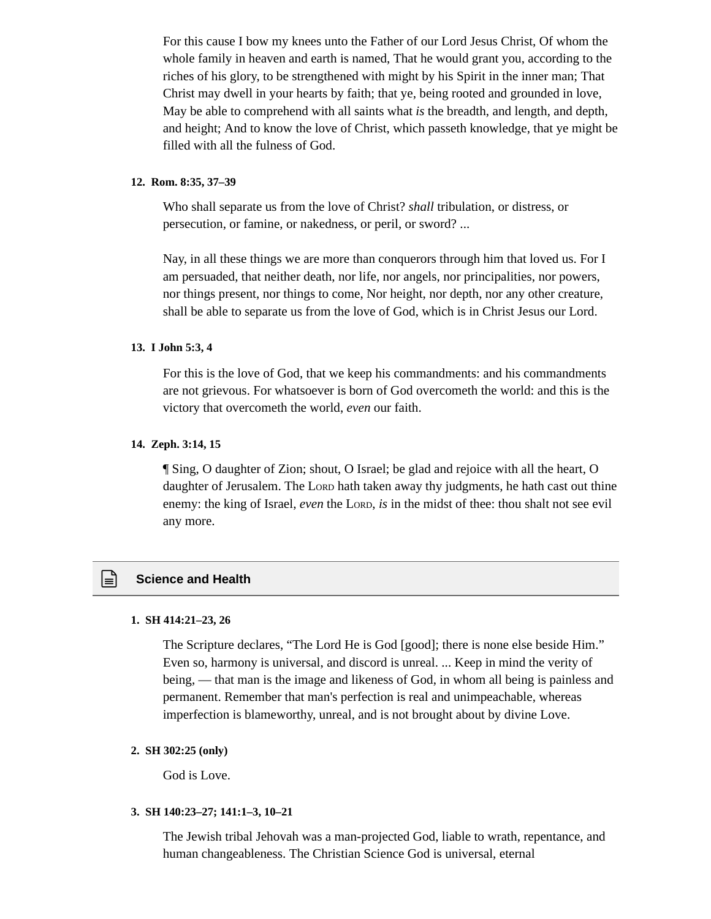For this cause I bow my knees unto the Father of our Lord Jesus Christ, Of whom the whole family in heaven and earth is named, That he would grant you, according to the riches of his glory, to be strengthened with might by his Spirit in the inner man; That Christ may dwell in your hearts by faith; that ye, being rooted and grounded in love, May be able to comprehend with all saints what *is* the breadth, and length, and depth, and height; And to know the love of Christ, which passeth knowledge, that ye might be filled with all the fulness of God.

**12. Rom. 8:35, 37–39**

Who shall separate us from the love of Christ? *shall* tribulation, or distress, or persecution, or famine, or nakedness, or peril, or sword? ...

Nay, in all these things we are more than conquerors through him that loved us. For I am persuaded, that neither death, nor life, nor angels, nor principalities, nor powers, nor things present, nor things to come, Nor height, nor depth, nor any other creature, shall be able to separate us from the love of God, which is in Christ Jesus our Lord.

**13. I John 5:3, 4**

For this is the love of God, that we keep his commandments: and his commandments are not grievous. For whatsoever is born of God overcometh the world: and this is the victory that overcometh the world, *even* our faith.

**14. Zeph. 3:14, 15**

¶ Sing, O daughter of Zion; shout, O Israel; be glad and rejoice with all the heart, O daughter of Jerusalem. The Lord hath taken away thy judgments, he hath cast out thine enemy: the king of Israel, *even* the Lord, *is* in the midst of thee: thou shalt not see evil any more.

## Science and Health

**1. SH 414:21–23, 26**

The Scripture declares, "The Lord He is God [good]; there is none else beside Him." Even so, harmony is universal, and discord is unreal. ... Keep in mind the verity of being, — that man is the image and likeness of God, in whom all being is painless and permanent. Remember that man's perfection is real and unimpeachable, whereas imperfection is blameworthy, unreal, and is not brought about by divine Love.

**2. SH 302:25 (only)**

God is Love.

**3. SH 140:23–27; 141:1–3, 10–21**

The Jewish tribal Jehovah was a man-projected God, liable to wrath, repentance, and human changeableness. The Christian Science God is universal, eternal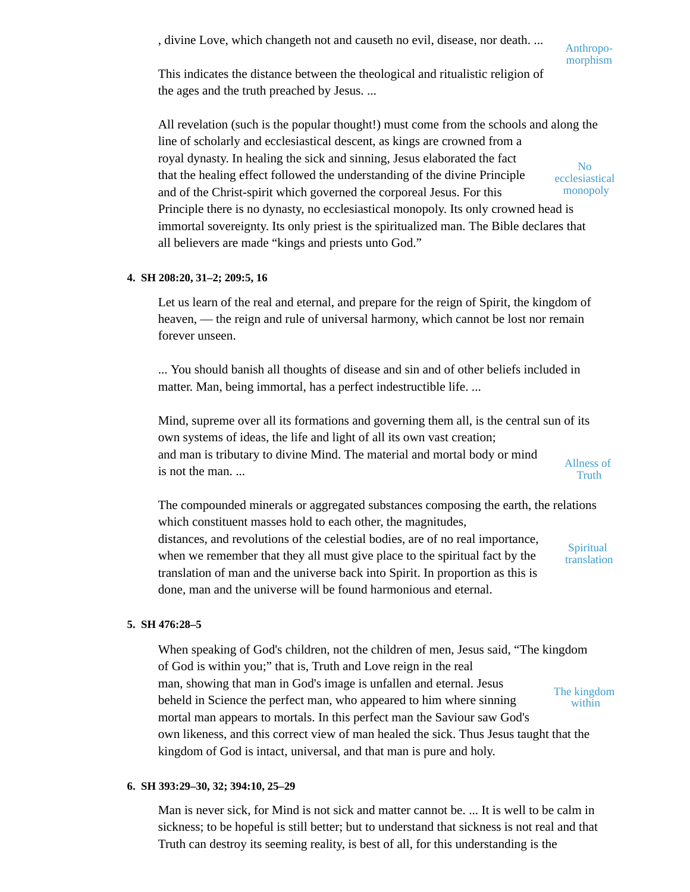, divine Love, which changeth not and causeth no evil, disease, nor death. ...

Anthropo-morphism

This indicates the distance between the theological and ritualistic religion of the ages and the truth preached by Jesus. ...

All revelation (such is the popular thought!) must come from the schools and along the line of scholarly and ecclesiastical descent, as kings are crowned from a royal dynasty. In healing the sick and sinning, Jesus elaborated the fact that the healing effect followed the understanding of the divine Principle and of the Christ-spirit which governed the corporeal Jesus. For this Principle there is no dynasty, no ecclesiastical monopoly. Its only crowned head is immortal sovereignty. Its only priest is the spiritualized man. The Bible declares that all believers are made "kings and priests unto God."

No ecclesiastical monopoly

**4. SH 208:20, 31–2; 209:5, 16**

Let us learn of the real and eternal, and prepare for the reign of Spirit, the kingdom of heaven, — the reign and rule of universal harmony, which cannot be lost nor remain forever unseen.

... You should banish all thoughts of disease and sin and of other beliefs included in matter. Man, being immortal, has a perfect indestructible life. ...

Mind, supreme over all its formations and governing them all, is the central sun of its own systems of ideas, the life and light of all its own vast creation; and man is tributary to divine Mind. The material and mortal body or mind is not the man. ...

Allness of Truth

The compounded minerals or aggregated substances composing the earth, the relations which constituent masses hold to each other, the magnitudes, distances, and revolutions of the celestial bodies, are of no real importance, when we remember that they all must give place to the spiritual fact by the translation of man and the universe back into Spirit. In proportion as this is done, man and the universe will be found harmonious and eternal.

Spiritual translation

**5. SH 476:28–5**

When speaking of God's children, not the children of men, Jesus said, "The kingdom of God is within you;" that is, Truth and Love reign in the real man, showing that man in God's image is unfallen and eternal. Jesus beheld in Science the perfect man, who appeared to him where sinning mortal man appears to mortals. In this perfect man the Saviour saw God's own likeness, and this correct view of man healed the sick. Thus Jesus taught that the kingdom of God is intact, universal, and that man is pure and holy.

The kingdom within

**6. SH 393:29–30, 32; 394:10, 25–29**

Man is never sick, for Mind is not sick and matter cannot be. ... It is well to be calm in sickness; to be hopeful is still better; but to understand that sickness is not real and that Truth can destroy its seeming reality, is best of all, for this understanding is the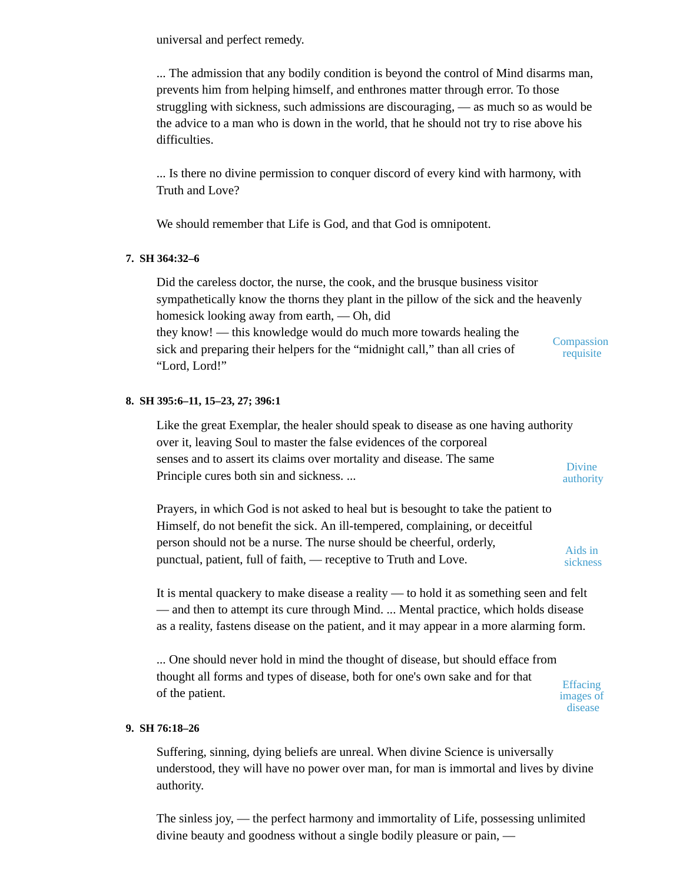universal and perfect remedy.

... The admission that any bodily condition is beyond the control of Mind disarms man, prevents him from helping himself, and enthrones matter through error. To those struggling with sickness, such admissions are discouraging, — as much so as would be the advice to a man who is down in the world, that he should not try to rise above his difficulties.

... Is there no divine permission to conquer discord of every kind with harmony, with Truth and Love?

We should remember that Life is God, and that God is omnipotent.

**7. SH 364:32–6**

Did the careless doctor, the nurse, the cook, and the brusque business visitor sympathetically know the thorns they plant in the pillow of the sick and the heavenly homesick looking away from earth, — Oh, did they know! — this knowledge would do much more towards healing the sick and preparing their helpers for the "midnight call," than all cries of "Lord, Lord!"

Compassion requisite

**8. SH 395:6–11, 15–23, 27; 396:1**

Like the great Exemplar, the healer should speak to disease as one having authority over it, leaving Soul to master the false evidences of the corporeal senses and to assert its claims over mortality and disease. The same Principle cures both sin and sickness. ...

Divine authority

Prayers, in which God is not asked to heal but is besought to take the patient to Himself, do not benefit the sick. An ill-tempered, complaining, or deceitful person should not be a nurse. The nurse should be cheerful, orderly, punctual, patient, full of faith, — receptive to Truth and Love.

Aids in sickness

It is mental quackery to make disease a reality — to hold it as something seen and felt — and then to attempt its cure through Mind. ... Mental practice, which holds disease as a reality, fastens disease on the patient, and it may appear in a more alarming form.

... One should never hold in mind the thought of disease, but should efface from thought all forms and types of disease, both for one's own sake and for that of the patient.

Effacing images of disease

**9. SH 76:18–26**

Suffering, sinning, dying beliefs are unreal. When divine Science is universally understood, they will have no power over man, for man is immortal and lives by divine authority.

The sinless joy, — the perfect harmony and immortality of Life, possessing unlimited divine beauty and goodness without a single bodily pleasure or pain, —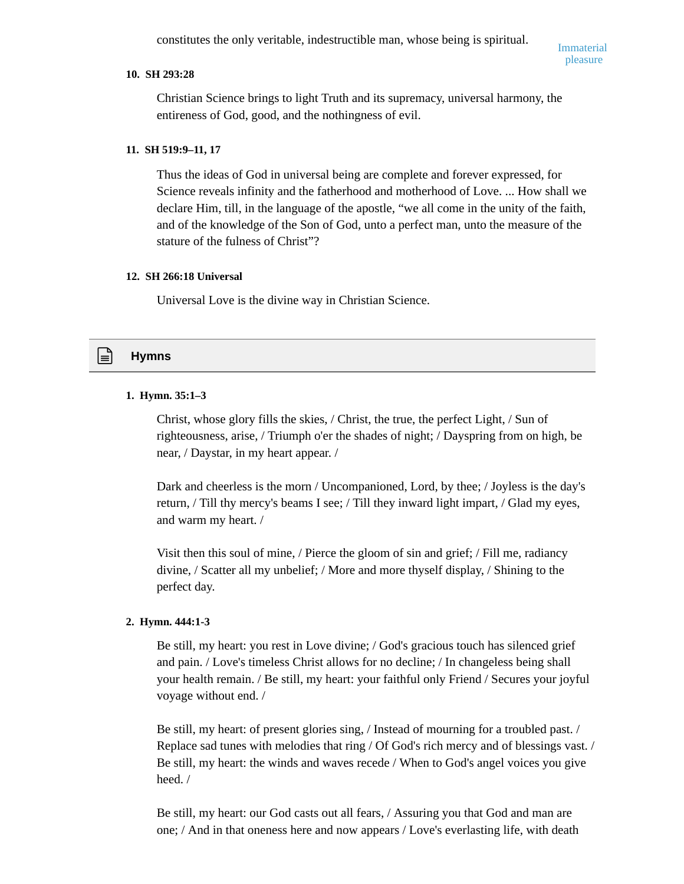constitutes the only veritable, indestructible man, whose being is spiritual.

Immaterial pleasure

**10. SH 293:28**

Christian Science brings to light Truth and its supremacy, universal harmony, the entireness of God, good, and the nothingness of evil.

**11. SH 519:9–11, 17**

Thus the ideas of God in universal being are complete and forever expressed, for Science reveals infinity and the fatherhood and motherhood of Love. ... How shall we declare Him, till, in the language of the apostle, “we all come in the unity of the faith, and of the knowledge of the Son of God, unto a perfect man, unto the measure of the stature of the fulness of Christ”?

**12. SH 266:18 Universal**

Universal Love is the divine way in Christian Science.

## Hymns

**1. Hymn. 35:1–3**

Christ, whose glory fills the skies, / Christ, the true, the perfect Light, / Sun of righteousness, arise, / Triumph o'er the shades of night; / Dayspring from on high, be near, / Daystar, in my heart appear. /

Dark and cheerless is the morn / Uncompanioned, Lord, by thee; / Joyless is the day's return, / Till thy mercy's beams I see; / Till they inward light impart, / Glad my eyes, and warm my heart. /

Visit then this soul of mine, / Pierce the gloom of sin and grief; / Fill me, radiancy divine, / Scatter all my unbelief; / More and more thyself display, / Shining to the perfect day.

**2. Hymn. 444:1-3**

Be still, my heart: you rest in Love divine; / God's gracious touch has silenced grief and pain. / Love's timeless Christ allows for no decline; / In changeless being shall your health remain. / Be still, my heart: your faithful only Friend / Secures your joyful voyage without end. /

Be still, my heart: of present glories sing, / Instead of mourning for a troubled past. / Replace sad tunes with melodies that ring / Of God's rich mercy and of blessings vast. / Be still, my heart: the winds and waves recede / When to God's angel voices you give heed. /

Be still, my heart: our God casts out all fears, / Assuring you that God and man are one; / And in that oneness here and now appears / Love's everlasting life, with death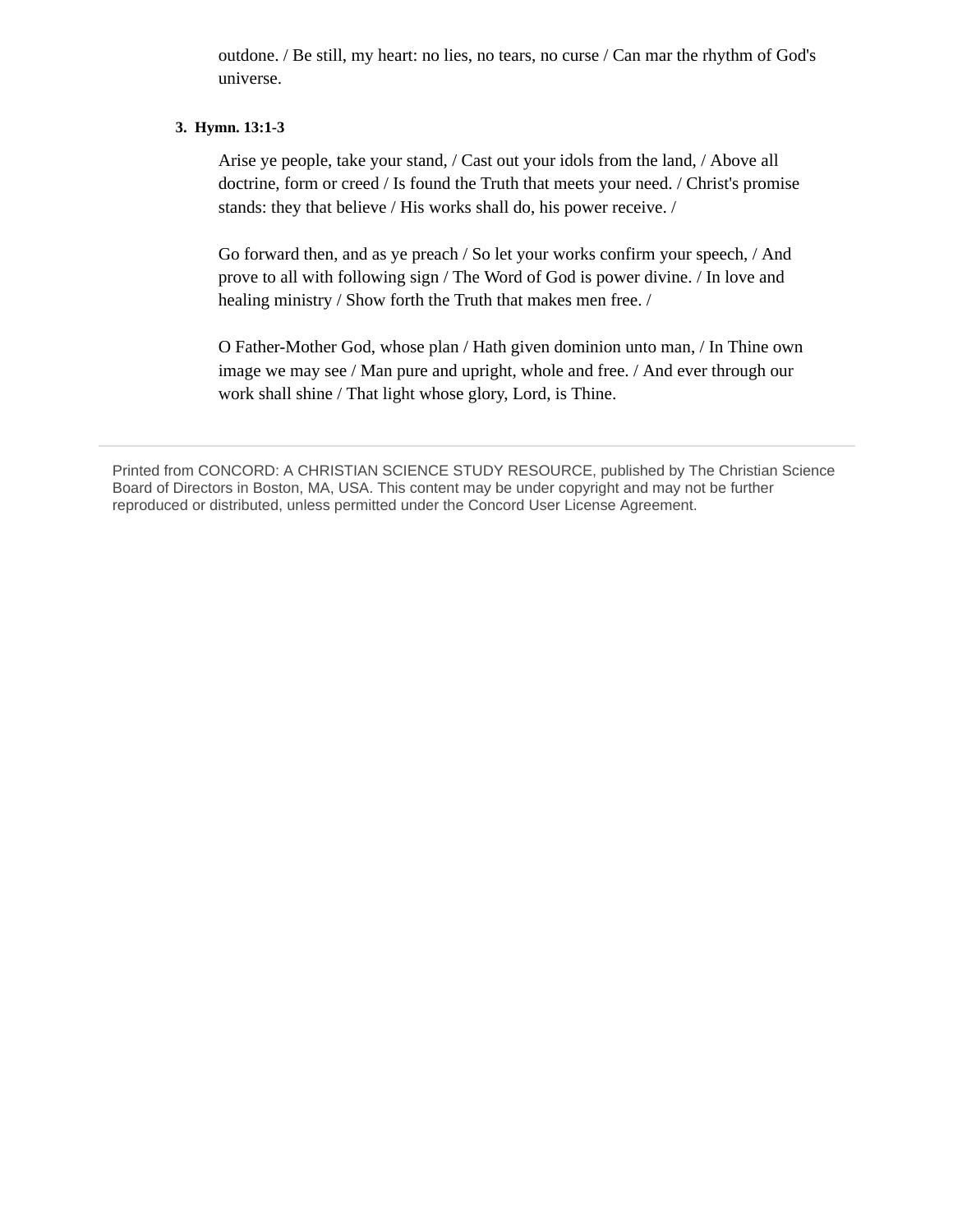outdone. / Be still, my heart: no lies, no tears, no curse / Can mar the rhythm of God's universe.

3. **Hymn. 13:1-3**

Arise ye people, take your stand, / Cast out your idols from the land, / Above all doctrine, form or creed / Is found the Truth that meets your need. / Christ's promise stands: they that believe / His works shall do, his power receive. /

Go forward then, and as ye preach / So let your works confirm your speech, / And prove to all with following sign / The Word of God is power divine. / In love and healing ministry / Show forth the Truth that makes men free. /

O Father-Mother God, whose plan / Hath given dominion unto man, / In Thine own image we may see / Man pure and upright, whole and free. / And ever through our work shall shine / That light whose glory, Lord, is Thine.

---

Printed from CONCORD: A CHRISTIAN SCIENCE STUDY RESOURCE, published by The Christian Science Board of Directors in Boston, MA, USA. This content may be under copyright and may not be further reproduced or distributed, unless permitted under the Concord User License Agreement.